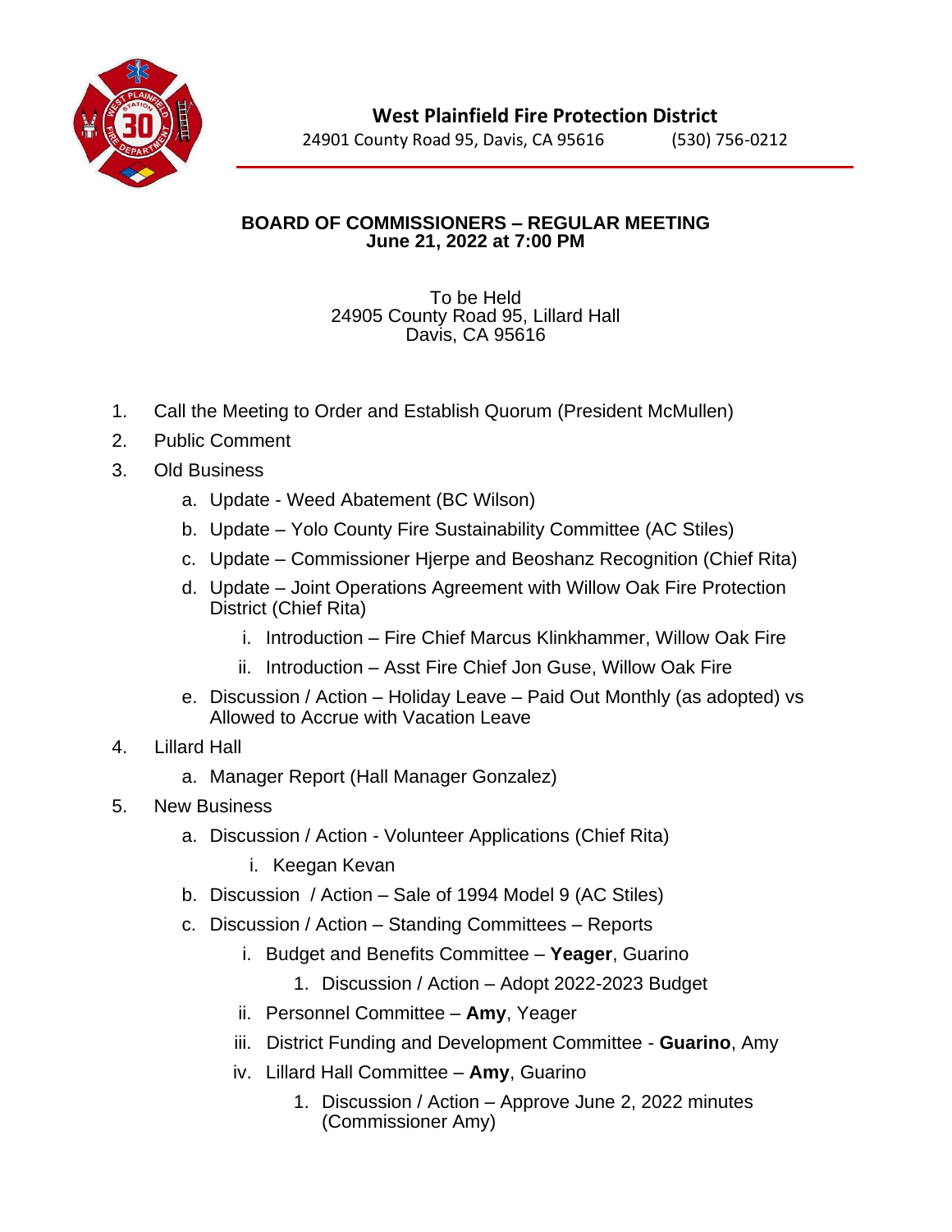# West Plainfield Fire Protection District

24901 County Road 95, Davis, CA 95616 (530) 756-0212

## BOARD OF COMMISSIONERS – REGULAR MEETING
## June 21, 2022 at 7:00 PM

To be Held
24905 County Road 95, Lillard Hall
Davis, CA 95616

1. Call the Meeting to Order and Establish Quorum (President McMullen)
2. Public Comment
3. Old Business
   a. Update - Weed Abatement (BC Wilson)
   b. Update – Yolo County Fire Sustainability Committee (AC Stiles)
   c. Update – Commissioner Hjerpe and Beoshanz Recognition (Chief Rita)
   d. Update – Joint Operations Agreement with Willow Oak Fire Protection District (Chief Rita)
      i. Introduction – Fire Chief Marcus Klinkhammer, Willow Oak Fire
      ii. Introduction – Asst Fire Chief Jon Guse, Willow Oak Fire
   e. Discussion / Action – Holiday Leave – Paid Out Monthly (as adopted) vs Allowed to Accrue with Vacation Leave
4. Lillard Hall
   a. Manager Report (Hall Manager Gonzalez)
5. New Business
   a. Discussion / Action - Volunteer Applications (Chief Rita)
      i. Keegan Kevan
   b. Discussion / Action – Sale of 1994 Model 9 (AC Stiles)
   c. Discussion / Action – Standing Committees – Reports
      i. Budget and Benefits Committee – **Yeager**, Guarino
         1. Discussion / Action – Adopt 2022-2023 Budget
      ii. Personnel Committee – **Amy**, Yeager
      iii. District Funding and Development Committee - **Guarino**, Amy
      iv. Lillard Hall Committee – **Amy**, Guarino
         1. Discussion / Action – Approve June 2, 2022 minutes (Commissioner Amy)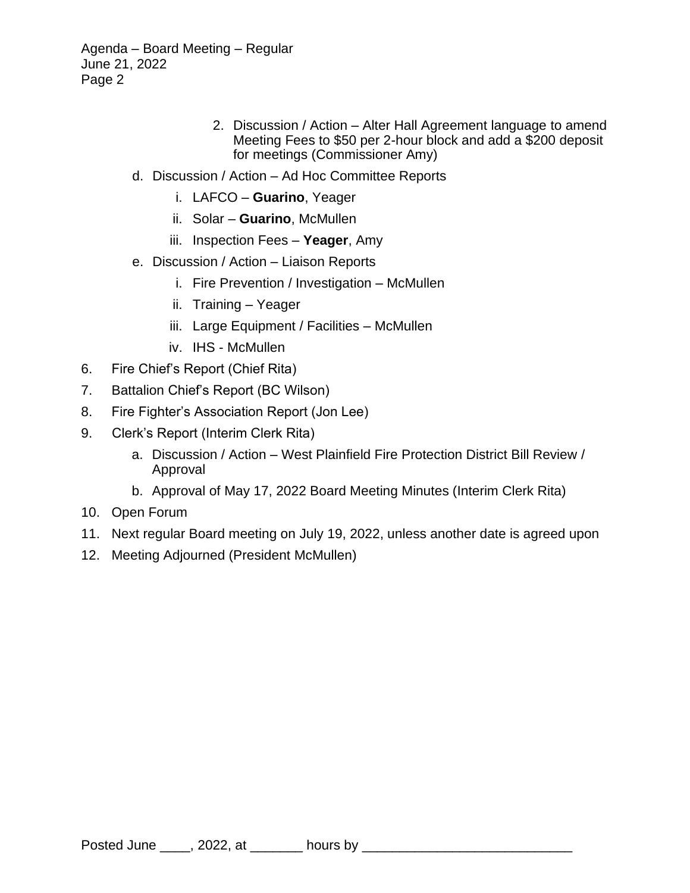2. Discussion / Action – Alter Hall Agreement language to amend Meeting Fees to $50 per 2-hour block and add a $200 deposit for meetings (Commissioner Amy)

d. Discussion / Action – Ad Hoc Committee Reports

   i. LAFCO – **Guarino**, Yeager

   ii. Solar – **Guarino**, McMullen

   iii. Inspection Fees – **Yeager**, Amy

e. Discussion / Action – Liaison Reports

   i. Fire Prevention / Investigation – McMullen

   ii. Training – Yeager

   iii. Large Equipment / Facilities – McMullen

   iv. IHS - McMullen

6. Fire Chief's Report (Chief Rita)
7. Battalion Chief's Report (BC Wilson)
8. Fire Fighter's Association Report (Jon Lee)
9. Clerk's Report (Interim Clerk Rita)

   a. Discussion / Action – West Plainfield Fire Protection District Bill Review / Approval

   b. Approval of May 17, 2022 Board Meeting Minutes (Interim Clerk Rita)

10. Open Forum
11. Next regular Board meeting on July 19, 2022, unless another date is agreed upon
12. Meeting Adjourned (President McMullen)

Posted June ____, 2022, at _______ hours by ____________________________